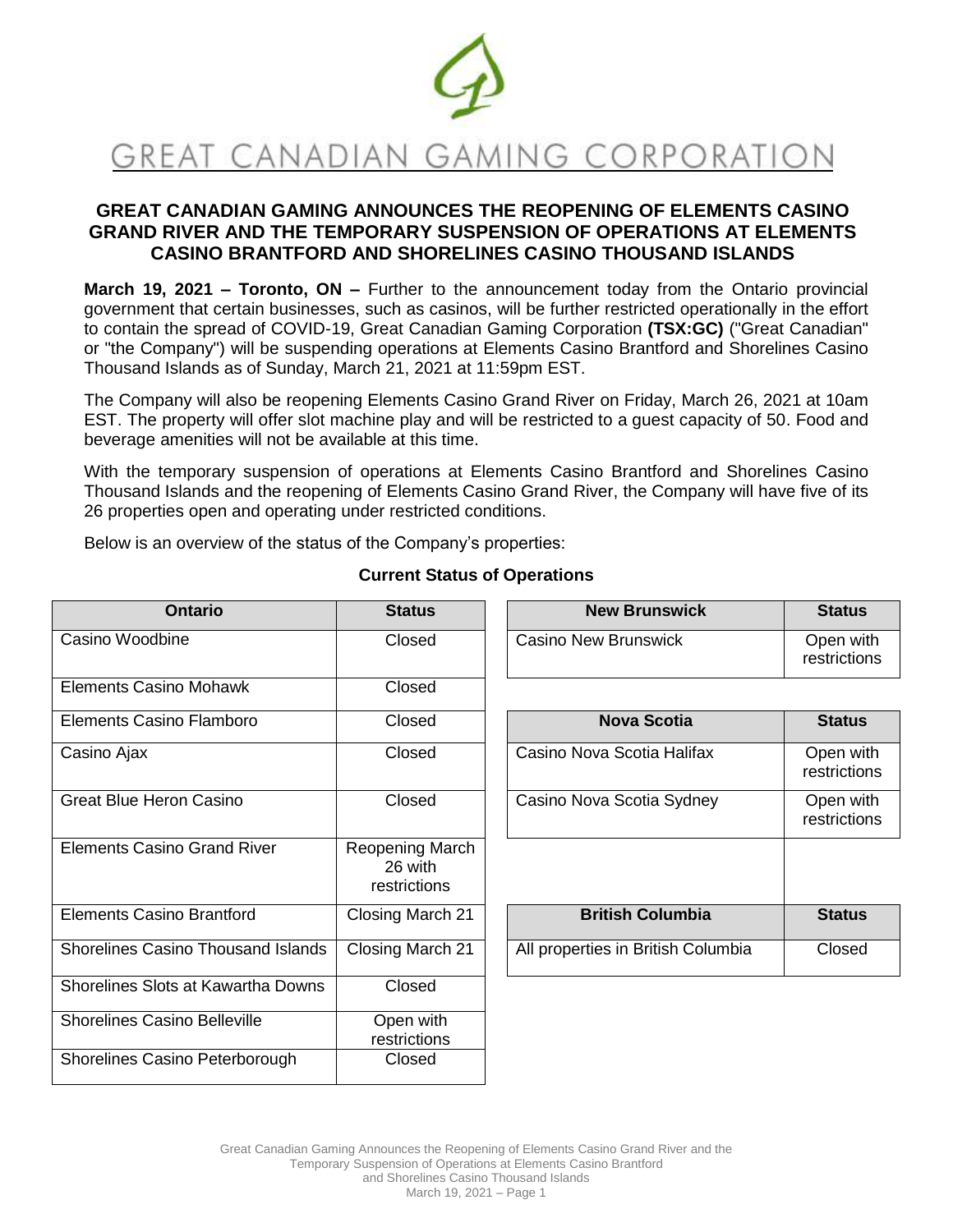GREAT CANADIAN GAMING CORPORATION

# GREAT CANADIAN GAMING ANNOUNCES THE REOPENING OF ELEMENTS CASINO GRAND RIVER AND THE TEMPORARY SUSPENSION OF OPERATIONS AT ELEMENTS CASINO BRANTFORD AND SHORELINES CASINO THOUSAND ISLANDS

**March 19, 2021 – Toronto, ON –** Further to the announcement today from the Ontario provincial government that certain businesses, such as casinos, will be further restricted operationally in the effort to contain the spread of COVID-19, Great Canadian Gaming Corporation **(TSX:GC)** ("Great Canadian" or "the Company") will be suspending operations at Elements Casino Brantford and Shorelines Casino Thousand Islands as of Sunday, March 21, 2021 at 11:59pm EST.

The Company will also be reopening Elements Casino Grand River on Friday, March 26, 2021 at 10am EST. The property will offer slot machine play and will be restricted to a guest capacity of 50. Food and beverage amenities will not be available at this time.

With the temporary suspension of operations at Elements Casino Brantford and Shorelines Casino Thousand Islands and the reopening of Elements Casino Grand River, the Company will have five of its 26 properties open and operating under restricted conditions.

Below is an overview of the status of the Company's properties:

**Current Status of Operations**

| Ontario | Status |
|---|---|
| Casino Woodbine | Closed |
| Elements Casino Mohawk | Closed |
| Elements Casino Flamboro | Closed |
| Casino Ajax | Closed |
| Great Blue Heron Casino | Closed |
| Elements Casino Grand River | Reopening March 26 with restrictions |
| Elements Casino Brantford | Closing March 21 |
| Shorelines Casino Thousand Islands | Closing March 21 |
| Shorelines Slots at Kawartha Downs | Closed |
| Shorelines Casino Belleville | Open with restrictions |
| Shorelines Casino Peterborough | Closed |

| New Brunswick | Status |
|---|---|
| Casino New Brunswick | Open with restrictions |

| Nova Scotia | Status |
|---|---|
| Casino Nova Scotia Halifax | Open with restrictions |
| Casino Nova Scotia Sydney | Open with restrictions |

| British Columbia | Status |
|---|---|
| All properties in British Columbia | Closed |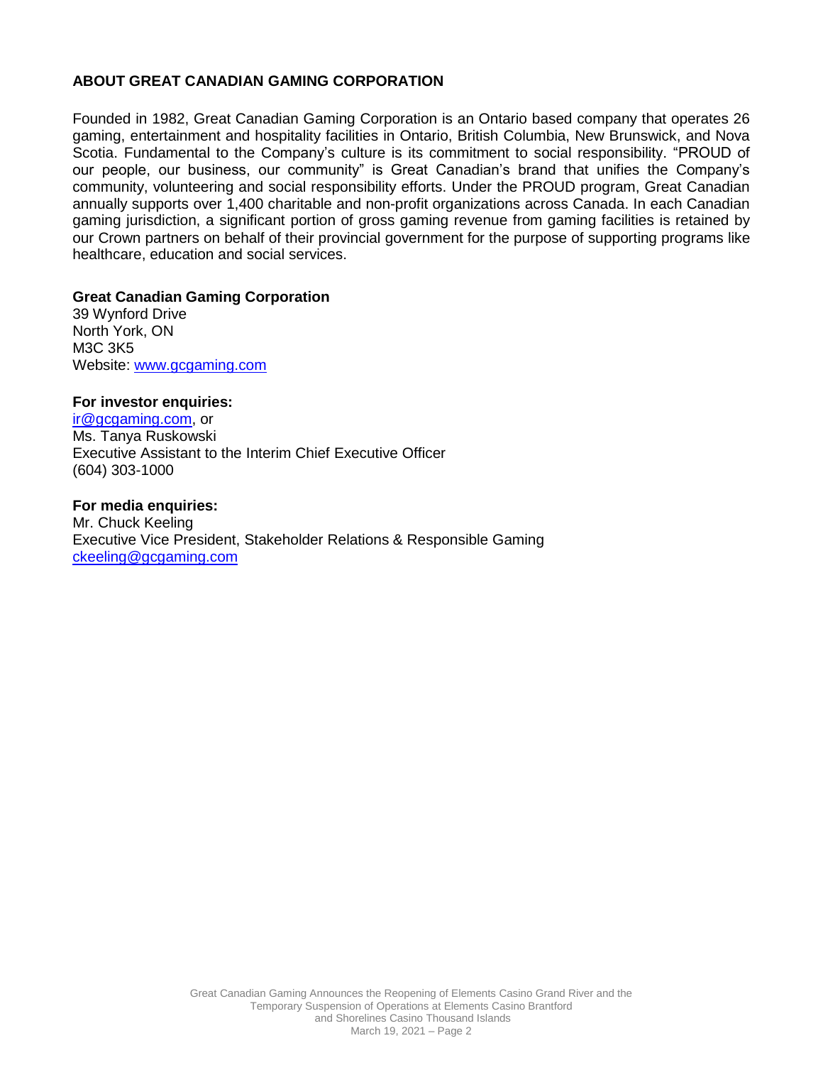## ABOUT GREAT CANADIAN GAMING CORPORATION

Founded in 1982, Great Canadian Gaming Corporation is an Ontario based company that operates 26 gaming, entertainment and hospitality facilities in Ontario, British Columbia, New Brunswick, and Nova Scotia. Fundamental to the Company's culture is its commitment to social responsibility. "PROUD of our people, our business, our community" is Great Canadian's brand that unifies the Company's community, volunteering and social responsibility efforts. Under the PROUD program, Great Canadian annually supports over 1,400 charitable and non-profit organizations across Canada. In each Canadian gaming jurisdiction, a significant portion of gross gaming revenue from gaming facilities is retained by our Crown partners on behalf of their provincial government for the purpose of supporting programs like healthcare, education and social services.

**Great Canadian Gaming Corporation**
39 Wynford Drive
North York, ON
M3C 3K5
Website: www.gcgaming.com

**For investor enquiries:**
ir@gcgaming.com, or
Ms. Tanya Ruskowski
Executive Assistant to the Interim Chief Executive Officer
(604) 303-1000

**For media enquiries:**
Mr. Chuck Keeling
Executive Vice President, Stakeholder Relations & Responsible Gaming
ckeeling@gcgaming.com